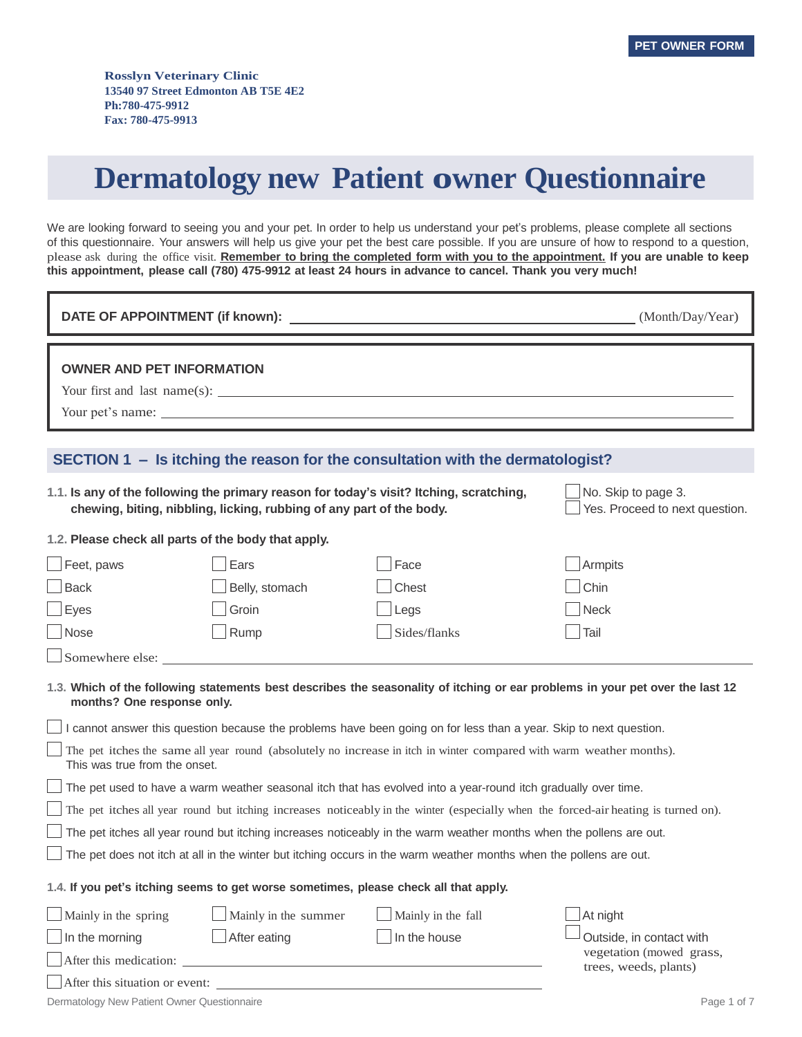PET OWNER FORM

**Rosslyn Veterinary Clinic**
**13540 97 Street Edmonton AB T5E 4E2**
**Ph:780-475-9912**
**Fax: 780-475-9913**

# Dermatology new Patient owner Questionnaire

We are looking forward to seeing you and your pet. In order to help us understand your pet's problems, please complete all sections of this questionnaire. Your answers will help us give your pet the best care possible. If you are unsure of how to respond to a question, please ask during the office visit. **Remember to bring the completed form with you to the appointment.** **If you are unable to keep this appointment, please call (780) 475-9912 at least 24 hours in advance to cancel. Thank you very much!**

**DATE OF APPOINTMENT (if known):** ________________________________ (Month/Day/Year)

**OWNER AND PET INFORMATION**

Your first and last name(s): ________________________________

Your pet's name: ________________________________

## SECTION 1 – Is itching the reason for the consultation with the dermatologist?

**1.1. Is any of the following the primary reason for today's visit? Itching, scratching, chewing, biting, nibbling, licking, rubbing of any part of the body.**

- ☐ No. Skip to page 3.
- ☐ Yes. Proceed to next question.

**1.2. Please check all parts of the body that apply.**

| | | | |
|---|---|---|---|
| ☐ Feet, paws | ☐ Ears | ☐ Face | ☐ Armpits |
| ☐ Back | ☐ Belly, stomach | ☐ Chest | ☐ Chin |
| ☐ Eyes | ☐ Groin | ☐ Legs | ☐ Neck |
| ☐ Nose | ☐ Rump | ☐ Sides/flanks | ☐ Tail |

☐ Somewhere else: ________________________________

**1.3. Which of the following statements best describes the seasonality of itching or ear problems in your pet over the last 12 months? One response only.**

- ☐ I cannot answer this question because the problems have been going on for less than a year. Skip to next question.
- ☐ The pet itches the same all year round (absolutely no increase in itch in winter compared with warm weather months). This was true from the onset.
- ☐ The pet used to have a warm weather seasonal itch that has evolved into a year-round itch gradually over time.
- ☐ The pet itches all year round but itching increases noticeably in the winter (especially when the forced-air heating is turned on).
- ☐ The pet itches all year round but itching increases noticeably in the warm weather months when the pollens are out.
- ☐ The pet does not itch at all in the winter but itching occurs in the warm weather months when the pollens are out.

**1.4. If you pet's itching seems to get worse sometimes, please check all that apply.**

| | | | |
|---|---|---|---|
| ☐ Mainly in the spring | ☐ Mainly in the summer | ☐ Mainly in the fall | ☐ At night |
| ☐ In the morning | ☐ After eating | ☐ In the house | ☐ Outside, in contact with vegetation (mowed grass, trees, weeds, plants) |

☐ After this medication: ________________________________

☐ After this situation or event: ________________________________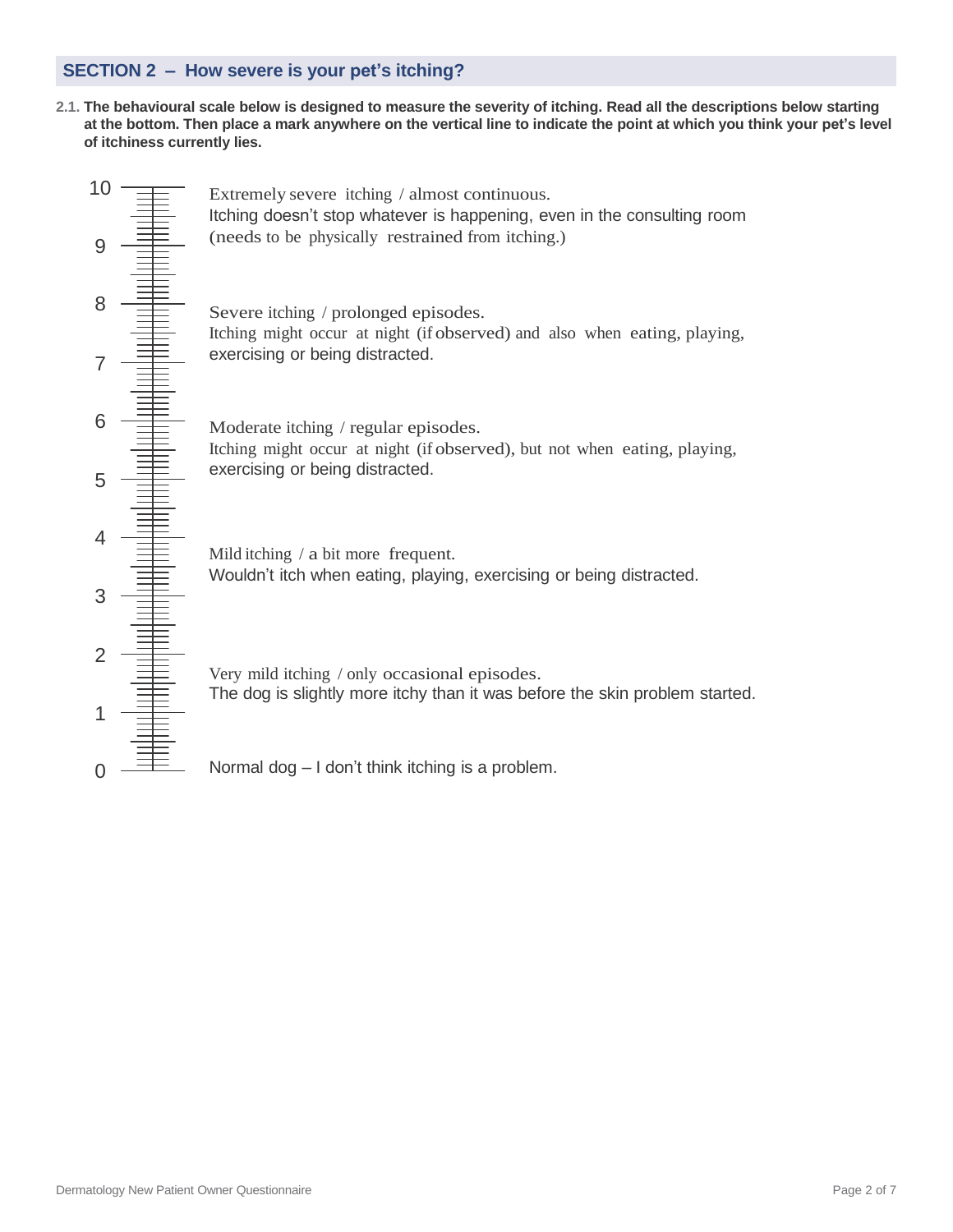## SECTION 2 – How severe is your pet's itching?

**2.1. The behavioural scale below is designed to measure the severity of itching. Read all the descriptions below starting at the bottom. Then place a mark anywhere on the vertical line to indicate the point at which you think your pet's level of itchiness currently lies.**

| Scale | Description |
|---|---|
| 10 | Extremely severe itching / almost continuous. Itching doesn't stop whatever is happening, even in the consulting room (needs to be physically restrained from itching.) |
| 9 | |
| 8 | Severe itching / prolonged episodes. Itching might occur at night (if observed) and also when eating, playing, exercising or being distracted. |
| 7 | |
| 6 | Moderate itching / regular episodes. Itching might occur at night (if observed), but not when eating, playing, exercising or being distracted. |
| 5 | |
| 4 | Mild itching / a bit more frequent. Wouldn't itch when eating, playing, exercising or being distracted. |
| 3 | |
| 2 | Very mild itching / only occasional episodes. The dog is slightly more itchy than it was before the skin problem started. |
| 1 | |
| 0 | Normal dog – I don't think itching is a problem. |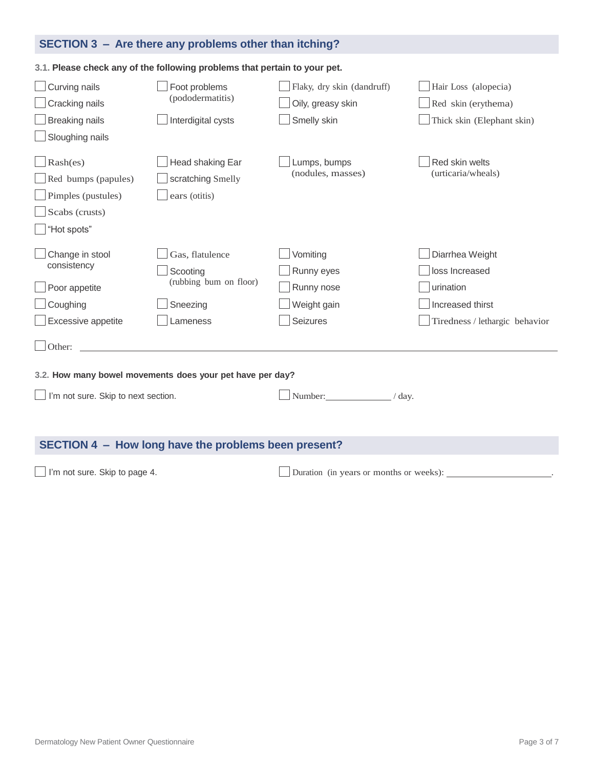## SECTION 3 – Are there any problems other than itching?

**3.1. Please check any of the following problems that pertain to your pet.**

- ☐ Curving nails
- ☐ Cracking nails
- ☐ Breaking nails
- ☐ Sloughing nails
- ☐ Foot problems (pododermatitis)
- ☐ Interdigital cysts
- ☐ Flaky, dry skin (dandruff)
- ☐ Oily, greasy skin
- ☐ Smelly skin
- ☐ Hair Loss (alopecia)
- ☐ Red skin (erythema)
- ☐ Thick skin (Elephant skin)

- ☐ Rash(es)
- ☐ Red bumps (papules)
- ☐ Pimples (pustules)
- ☐ Scabs (crusts)
- ☐ "Hot spots"
- ☐ Head shaking
- ☐ Ear scratching
- ☐ Smelly ears (otitis)
- ☐ Lumps, bumps (nodules, masses)
- ☐ Red skin welts (urticaria/wheals)

- ☐ Change in stool consistency
- ☐ Poor appetite
- ☐ Coughing
- ☐ Excessive appetite
- ☐ Gas, flatulence
- ☐ Scooting (rubbing bum on floor)
- ☐ Sneezing
- ☐ Lameness
- ☐ Vomiting
- ☐ Runny eyes
- ☐ Runny nose
- ☐ Weight gain
- ☐ Seizures
- ☐ Diarrhea
- ☐ Weight loss
- ☐ Increased urination
- ☐ Increased thirst
- ☐ Tiredness / lethargic behavior

☐ Other: ______________________________________________

**3.2. How many bowel movements does your pet have per day?**

☐ I'm not sure. Skip to next section.

☐ Number: ____________ / day.

## SECTION 4 – How long have the problems been present?

☐ I'm not sure. Skip to page 4.

☐ Duration (in years or months or weeks): ____________________.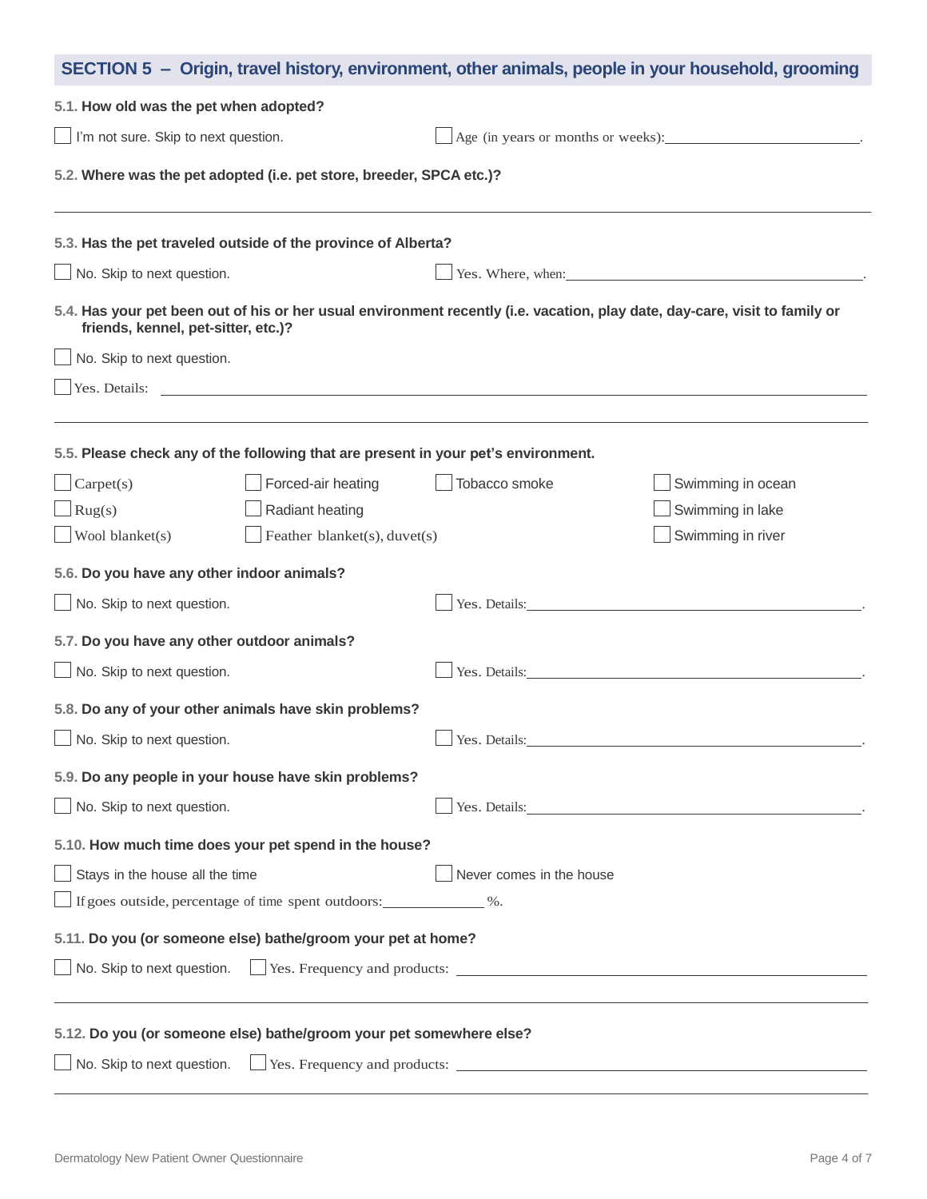## SECTION 5 – Origin, travel history, environment, other animals, people in your household, grooming

**5.1. How old was the pet when adopted?**

☐ I'm not sure. Skip to next question.  ☐ Age (in years or months or weeks):\_\_\_\_\_\_\_\_\_\_\_\_\_\_\_\_\_\_\_\_.

**5.2. Where was the pet adopted (i.e. pet store, breeder, SPCA etc.)?**

\_\_\_\_\_\_\_\_\_\_\_\_\_\_\_\_\_\_\_\_\_\_\_\_\_\_\_\_\_\_\_\_\_\_\_\_\_\_\_\_

**5.3. Has the pet traveled outside of the province of Alberta?**

☐ No. Skip to next question.  ☐ Yes. Where, when:\_\_\_\_\_\_\_\_\_\_\_\_\_\_\_\_\_\_\_\_\_\_\_\_\_\_\_\_.

**5.4. Has your pet been out of his or her usual environment recently (i.e. vacation, play date, day-care, visit to family or friends, kennel, pet-sitter, etc.)?**

☐ No. Skip to next question.

☐ Yes. Details: \_\_\_\_\_\_\_\_\_\_\_\_\_\_\_\_\_\_\_\_\_\_\_\_\_\_\_\_\_\_\_\_\_\_\_\_\_\_\_\_

\_\_\_\_\_\_\_\_\_\_\_\_\_\_\_\_\_\_\_\_\_\_\_\_\_\_\_\_\_\_\_\_\_\_\_\_\_\_\_\_

**5.5. Please check any of the following that are present in your pet's environment.**

☐ Carpet(s)  ☐ Forced-air heating  ☐ Tobacco smoke  ☐ Swimming in ocean

☐ Rug(s)  ☐ Radiant heating  ☐ Swimming in lake

☐ Wool blanket(s)  ☐ Feather blanket(s), duvet(s)  ☐ Swimming in river

**5.6. Do you have any other indoor animals?**

☐ No. Skip to next question.  ☐ Yes. Details:\_\_\_\_\_\_\_\_\_\_\_\_\_\_\_\_\_\_\_\_\_\_\_\_\_\_\_\_.

**5.7. Do you have any other outdoor animals?**

☐ No. Skip to next question.  ☐ Yes. Details:\_\_\_\_\_\_\_\_\_\_\_\_\_\_\_\_\_\_\_\_\_\_\_\_\_\_\_\_.

**5.8. Do any of your other animals have skin problems?**

☐ No. Skip to next question.  ☐ Yes. Details:\_\_\_\_\_\_\_\_\_\_\_\_\_\_\_\_\_\_\_\_\_\_\_\_\_\_\_\_.

**5.9. Do any people in your house have skin problems?**

☐ No. Skip to next question.  ☐ Yes. Details:\_\_\_\_\_\_\_\_\_\_\_\_\_\_\_\_\_\_\_\_\_\_\_\_\_\_\_\_.

**5.10. How much time does your pet spend in the house?**

☐ Stays in the house all the time  ☐ Never comes in the house

☐ If goes outside, percentage of time spent outdoors:\_\_\_\_\_\_\_\_\_\_%.

**5.11. Do you (or someone else) bathe/groom your pet at home?**

☐ No. Skip to next question.  ☐ Yes. Frequency and products: \_\_\_\_\_\_\_\_\_\_\_\_\_\_\_\_\_\_\_\_\_\_\_\_\_\_\_\_

\_\_\_\_\_\_\_\_\_\_\_\_\_\_\_\_\_\_\_\_\_\_\_\_\_\_\_\_\_\_\_\_\_\_\_\_\_\_\_\_

**5.12. Do you (or someone else) bathe/groom your pet somewhere else?**

☐ No. Skip to next question.  ☐ Yes. Frequency and products: \_\_\_\_\_\_\_\_\_\_\_\_\_\_\_\_\_\_\_\_\_\_\_\_\_\_\_\_

\_\_\_\_\_\_\_\_\_\_\_\_\_\_\_\_\_\_\_\_\_\_\_\_\_\_\_\_\_\_\_\_\_\_\_\_\_\_\_\_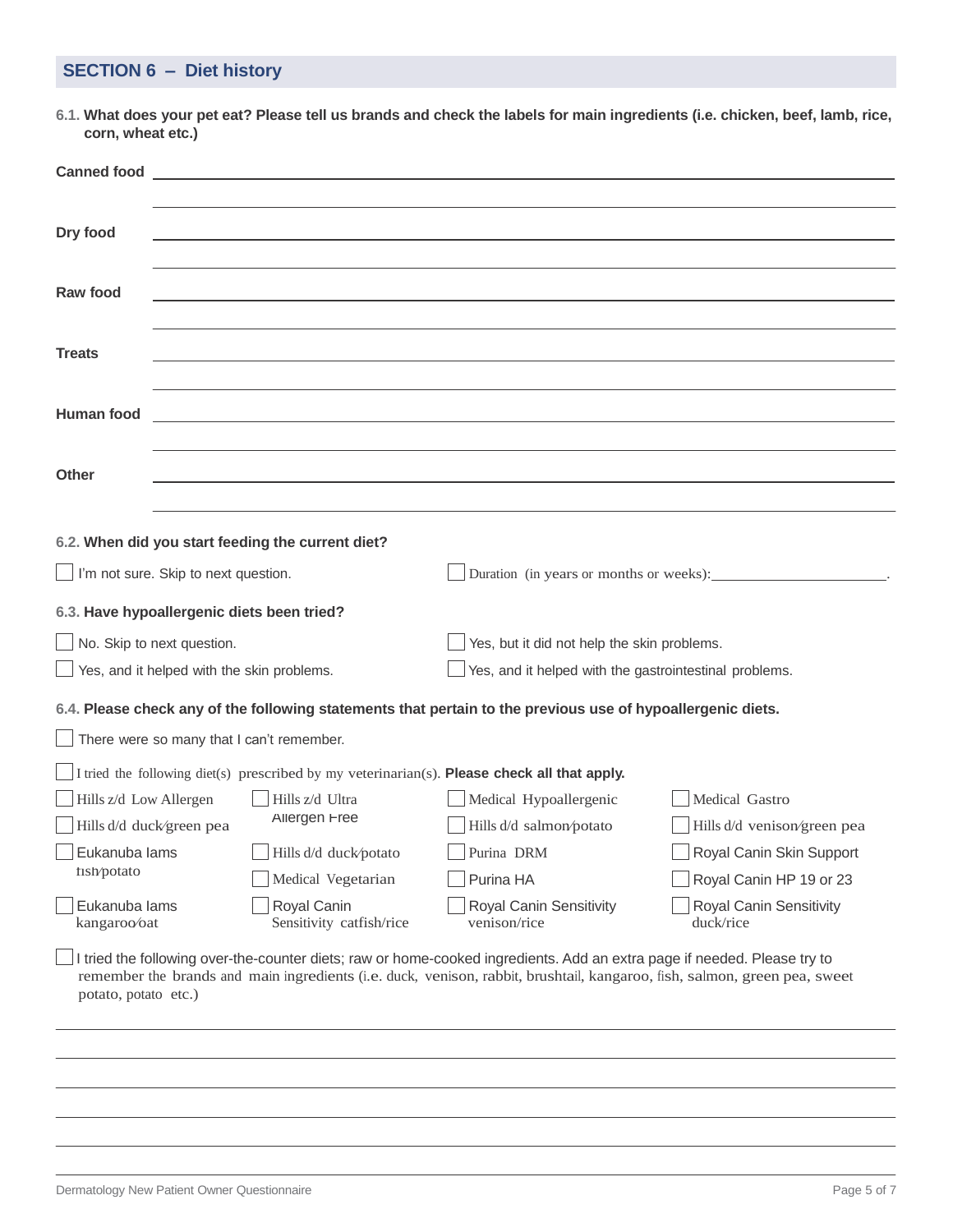## SECTION 6 – Diet history

**6.1. What does your pet eat? Please tell us brands and check the labels for main ingredients (i.e. chicken, beef, lamb, rice, corn, wheat etc.)**

**Canned food** ______________________________________________

______________________________________________

**Dry food** ______________________________________________

______________________________________________

**Raw food** ______________________________________________

______________________________________________

**Treats** ______________________________________________

______________________________________________

**Human food** ______________________________________________

______________________________________________

**Other** ______________________________________________

______________________________________________

**6.2. When did you start feeding the current diet?**

- [ ] I'm not sure. Skip to next question.
- [ ] Duration (in years or months or weeks): ______________________.

**6.3. Have hypoallergenic diets been tried?**

- [ ] No. Skip to next question.
- [ ] Yes, but it did not help the skin problems.
- [ ] Yes, and it helped with the skin problems.
- [ ] Yes, and it helped with the gastrointestinal problems.

**6.4. Please check any of the following statements that pertain to the previous use of hypoallergenic diets.**

- [ ] There were so many that I can't remember.
- [ ] I tried the following diet(s) prescribed by my veterinarian(s). **Please check all that apply.**

| | | | |
|---|---|---|---|
| [ ] Hills z/d Low Allergen | [ ] Hills z/d Ultra Allergen Free | [ ] Medical Hypoallergenic | [ ] Medical Gastro |
| [ ] Hills d/d duck/green pea | | [ ] Hills d/d salmon/potato | [ ] Hills d/d venison/green pea |
| [ ] Eukanuba Iams fish/potato | [ ] Hills d/d duck/potato | [ ] Purina DRM | [ ] Royal Canin Skin Support |
| | [ ] Medical Vegetarian | [ ] Purina HA | [ ] Royal Canin HP 19 or 23 |
| [ ] Eukanuba Iams kangaroo/oat | [ ] Royal Canin Sensitivity catfish/rice | [ ] Royal Canin Sensitivity venison/rice | [ ] Royal Canin Sensitivity duck/rice |

- [ ] I tried the following over-the-counter diets; raw or home-cooked ingredients. Add an extra page if needed. Please try to remember the brands and main ingredients (i.e. duck, venison, rabbit, brushtail, kangaroo, fish, salmon, green pea, sweet potato, potato etc.)

______________________________________________

______________________________________________

______________________________________________

______________________________________________

______________________________________________

______________________________________________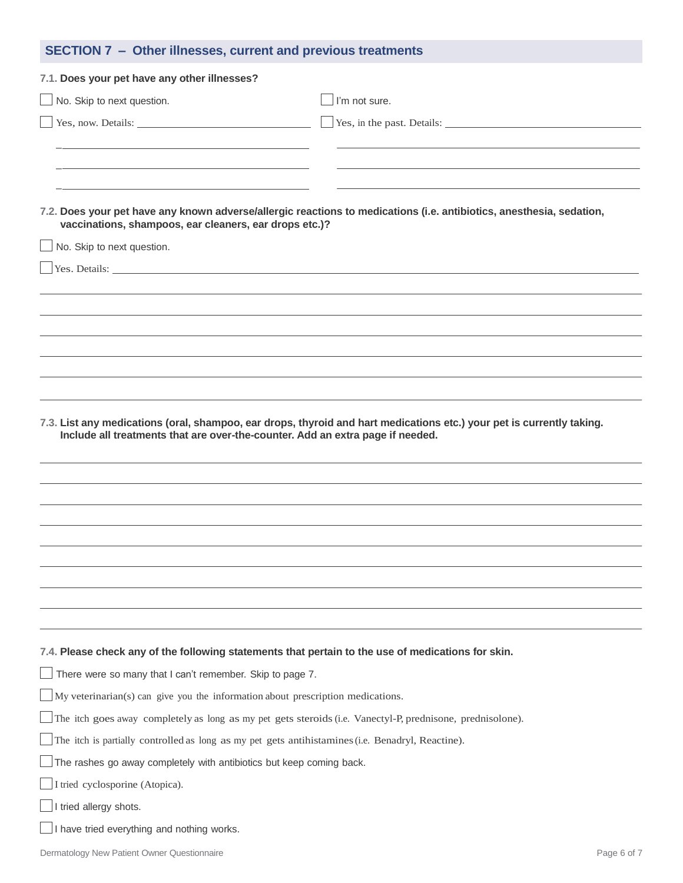## SECTION 7 – Other illnesses, current and previous treatments

**7.1. Does your pet have any other illnesses?**

- [ ] No. Skip to next question.
- [ ] I'm not sure.
- [ ] Yes, now. Details: ______________________________
- [ ] Yes, in the past. Details: ______________________________

**7.2. Does your pet have any known adverse/allergic reactions to medications (i.e. antibiotics, anesthesia, sedation, vaccinations, shampoos, ear cleaners, ear drops etc.)?**

- [ ] No. Skip to next question.
- [ ] Yes. Details: ______________________________

**7.3. List any medications (oral, shampoo, ear drops, thyroid and hart medications etc.) your pet is currently taking. Include all treatments that are over-the-counter. Add an extra page if needed.**

______________________________

**7.4. Please check any of the following statements that pertain to the use of medications for skin.**

- [ ] There were so many that I can't remember. Skip to page 7.
- [ ] My veterinarian(s) can give you the information about prescription medications.
- [ ] The itch goes away completely as long as my pet gets steroids (i.e. Vanectyl-P, prednisone, prednisolone).
- [ ] The itch is partially controlled as long as my pet gets antihistamines (i.e. Benadryl, Reactine).
- [ ] The rashes go away completely with antibiotics but keep coming back.
- [ ] I tried cyclosporine (Atopica).
- [ ] I tried allergy shots.
- [ ] I have tried everything and nothing works.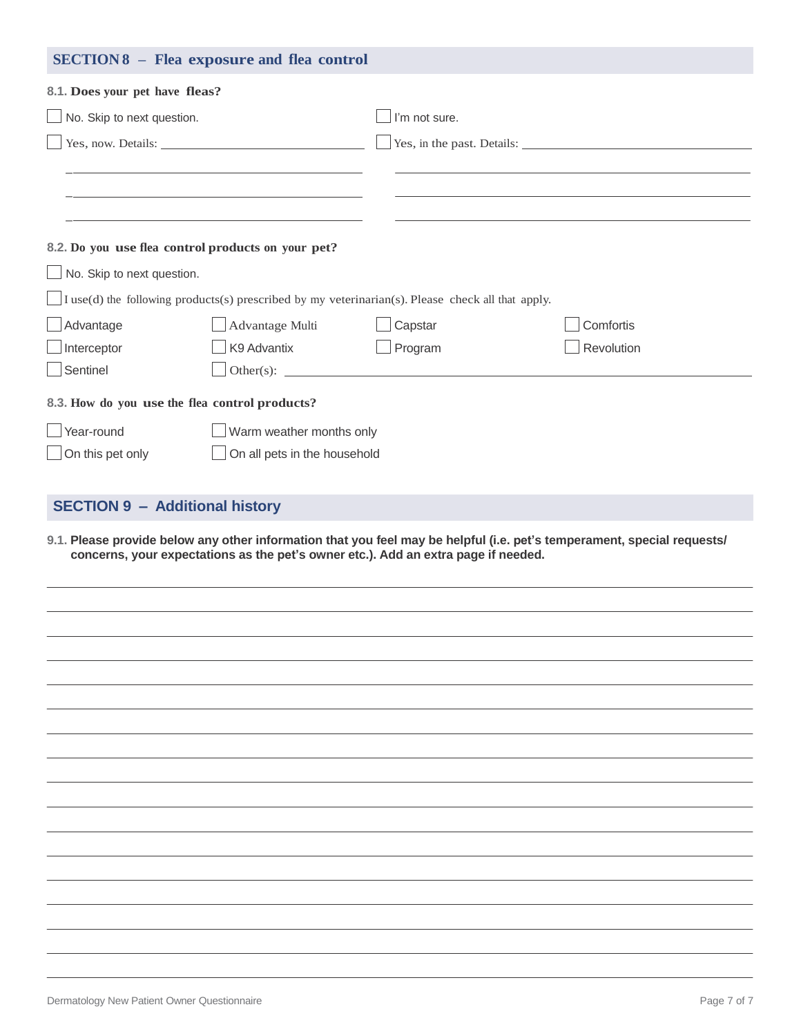## SECTION 8 – Flea exposure and flea control

**8.1. Does your pet have fleas?**

- ☐ No. Skip to next question.
- ☐ I'm not sure.
- ☐ Yes, now. Details: ______________________
- ☐ Yes, in the past. Details: ______________________

**8.2. Do you use flea control products on your pet?**

- ☐ No. Skip to next question.
- ☐ I use(d) the following products(s) prescribed by my veterinarian(s). Please check all that apply.

| | | | |
|---|---|---|---|
| ☐ Advantage | ☐ Advantage Multi | ☐ Capstar | ☐ Comfortis |
| ☐ Interceptor | ☐ K9 Advantix | ☐ Program | ☐ Revolution |
| ☐ Sentinel | ☐ Other(s): ______________________ | | |

**8.3. How do you use the flea control products?**

| | |
|---|---|
| ☐ Year-round | ☐ Warm weather months only |
| ☐ On this pet only | ☐ On all pets in the household |

## SECTION 9 – Additional history

**9.1. Please provide below any other information that you feel may be helpful (i.e. pet's temperament, special requests/ concerns, your expectations as the pet's owner etc.). Add an extra page if needed.**